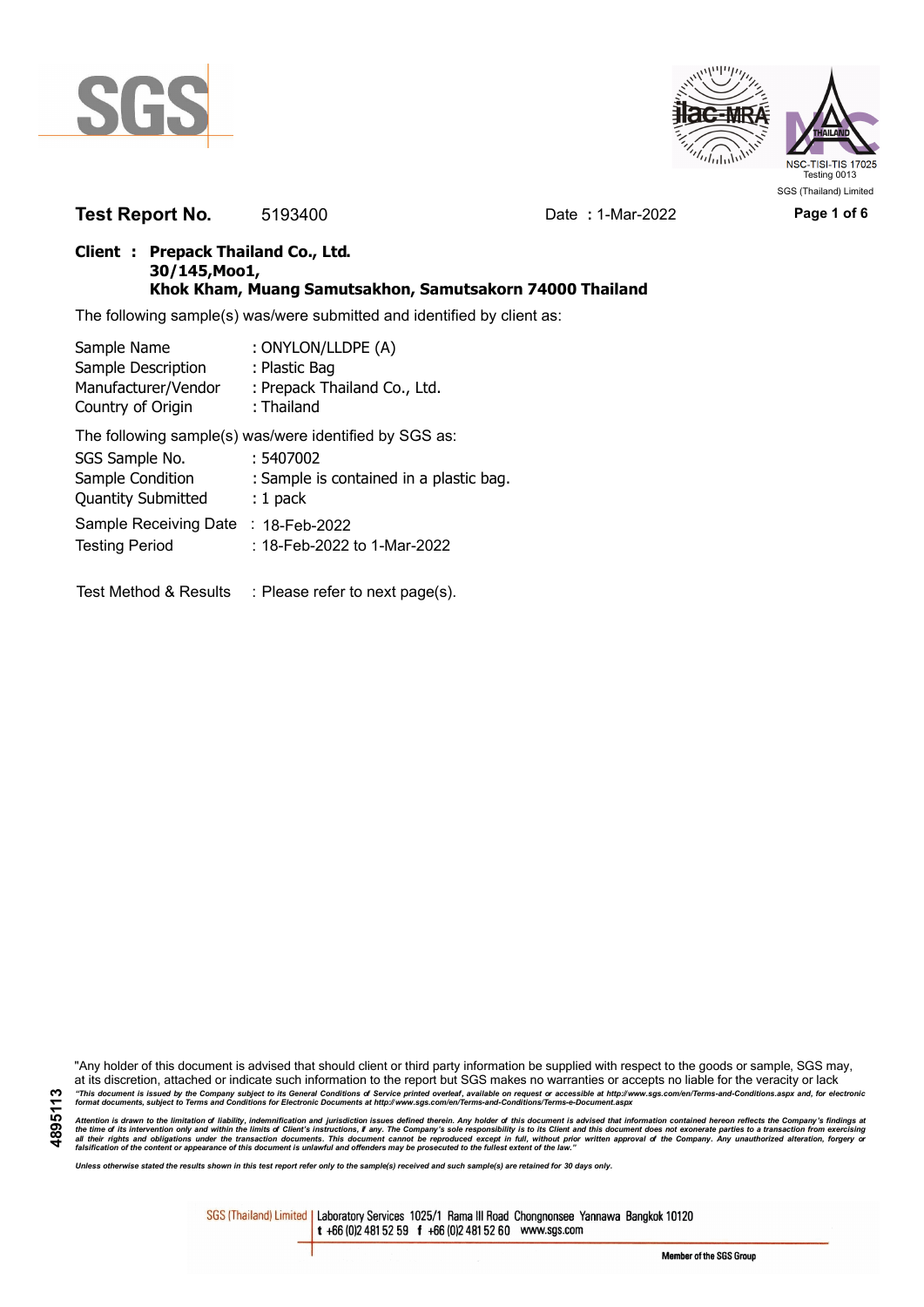**Test Report No.** 5193400 Date **:** 1-Mar-2022

SGS (Thailand) Limited

**Client : Prepack Thailand Co., Ltd.**
**30/145,Moo1,**
**Khok Kham, Muang Samutsakhon, Samutsakorn 74000 Thailand**

The following sample(s) was/were submitted and identified by client as:

| | |
|---|---|
| Sample Name | : ONYLON/LLDPE (A) |
| Sample Description | : Plastic Bag |
| Manufacturer/Vendor | : Prepack Thailand Co., Ltd. |
| Country of Origin | : Thailand |

The following sample(s) was/were identified by SGS as:

| | |
|---|---|
| SGS Sample No. | : 5407002 |
| Sample Condition | : Sample is contained in a plastic bag. |
| Quantity Submitted | : 1 pack |
| Sample Receiving Date | : 18-Feb-2022 |
| Testing Period | : 18-Feb-2022 to 1-Mar-2022 |

Test Method & Results : Please refer to next page(s).

"Any holder of this document is advised that should client or third party information be supplied with respect to the goods or sample, SGS may, at its discretion, attached or indicate such information to the report but SGS makes no warranties or accepts no liable for the veracity or lack

*"This document is issued by the Company subject to its General Conditions of Service printed overleaf, available on request or accessible at http://www.sgs.com/en/Terms-and-Conditions.aspx and, for electronic format documents, subject to Terms and Conditions for Electronic Documents at http://www.sgs.com/en/Terms-and-Conditions/Terms-e-Document.aspx*

*Attention is drawn to the limitation of liability, indemnification and jurisdiction issues defined therein. Any holder of this document is advised that information contained hereon reflects the Company's findings at the time of its intervention only and within the limits of Client's instructions, if any. The Company's sole responsibility is to its Client and this document does not exonerate parties to a transaction from exercising all their rights and obligations under the transaction documents. This document cannot be reproduced except in full, without prior written approval of the Company. Any unauthorized alteration, forgery or falsification of the content or appearance of this document is unlawful and offenders may be prosecuted to the fullest extent of the law."*

*Unless otherwise stated the results shown in this test report refer only to the sample(s) received and such sample(s) are retained for 30 days only.*

SGS (Thailand) Limited | Laboratory Services 1025/1 Rama III Road Chongnonsee Yannawa Bangkok 10120
t +66 (0)2 481 52 59 f +66 (0)2 481 52 60 www.sgs.com

Member of the SGS Group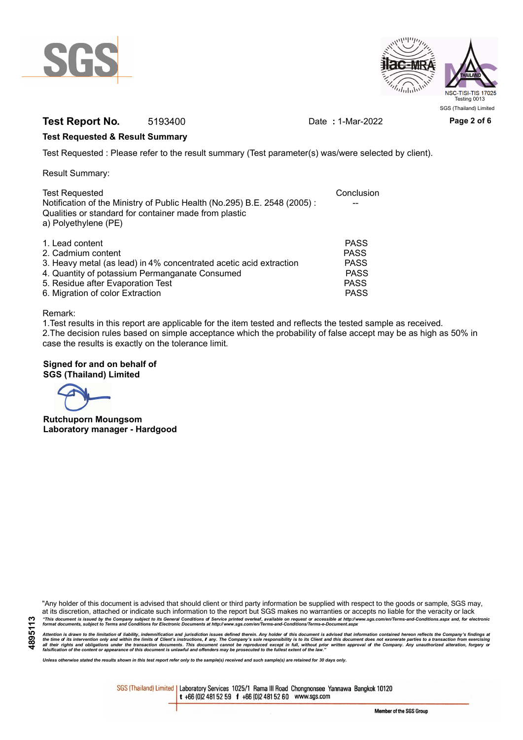**Test Report No.** 5193400 Date : 1-Mar-2022

**Test Requested & Result Summary**

Test Requested : Please refer to the result summary (Test parameter(s) was/were selected by client).

Result Summary:

| Test Requested | Conclusion |
|---|---|
| Notification of the Ministry of Public Health (No.295) B.E. 2548 (2005) : Qualities or standard for container made from plastic a) Polyethylene (PE) | -- |
| 1. Lead content | PASS |
| 2. Cadmium content | PASS |
| 3. Heavy metal (as lead) in 4% concentrated acetic acid extraction | PASS |
| 4. Quantity of potassium Permanganate Consumed | PASS |
| 5. Residue after Evaporation Test | PASS |
| 6. Migration of color Extraction | PASS |

Remark:

1.Test results in this report are applicable for the item tested and reflects the tested sample as received.

2.The decision rules based on simple acceptance which the probability of false accept may be as high as 50% in case the results is exactly on the tolerance limit.

**Signed for and on behalf of**
**SGS (Thailand) Limited**

**Rutchuporn Moungsom**
**Laboratory manager - Hardgood**

"Any holder of this document is advised that should client or third party information be supplied with respect to the goods or sample, SGS may, at its discretion, attached or indicate such information to the report but SGS makes no warranties or accepts no liable for the veracity or lack

*"This document is issued by the Company subject to its General Conditions of Service printed overleaf, available on request or accessible at http://www.sgs.com/en/Terms-and-Conditions.aspx and, for electronic format documents, subject to Terms and Conditions for Electronic Documents at http://www.sgs.com/en/Terms-and-Conditions/Terms-e-Document.aspx*

*Attention is drawn to the limitation of liability, indemnification and jurisdiction issues defined therein. Any holder of this document is advised that information contained hereon reflects the Company's findings at the time of its intervention only and within the limits of Client's instructions, if any. The Company's sole responsibility is to its Client and this document does not exonerate parties to a transaction from exercising all their rights and obligations under the transaction documents. This document cannot be reproduced except in full, without prior written approval of the Company. Any unauthorized alteration, forgery or falsification of the content or appearance of this document is unlawful and offenders may be prosecuted to the fullest extent of the law."*

*Unless otherwise stated the results shown in this test report refer only to the sample(s) received and such sample(s) are retained for 30 days only.*

SGS (Thailand) Limited | Laboratory Services 1025/1 Rama III Road Chongnonsee Yannawa Bangkok 10120
t +66 (0)2 481 52 59 f +66 (0)2 481 52 60 www.sgs.com

Member of the SGS Group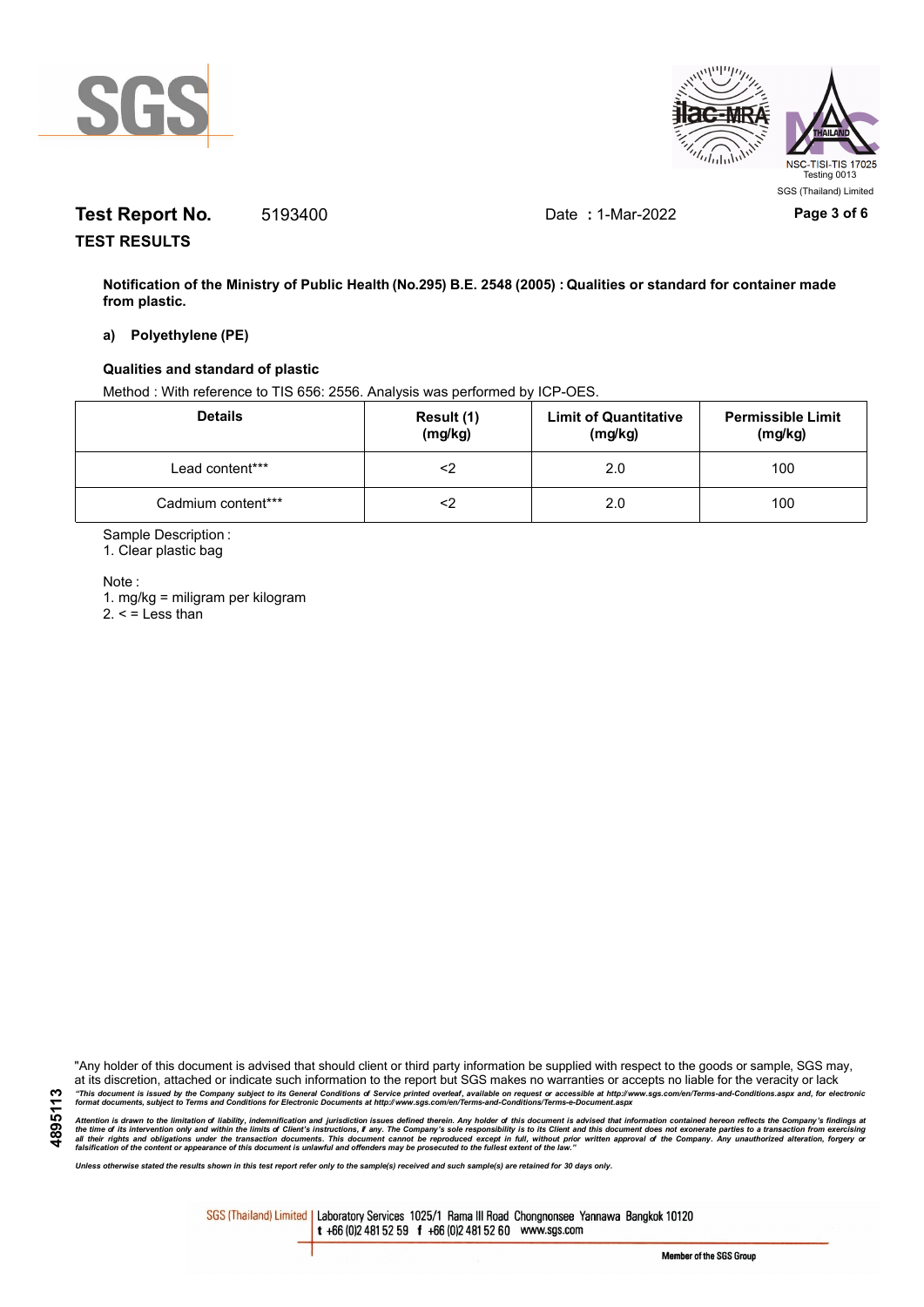**Test Report No.** 5193400 Date : 1-Mar-2022

## TEST RESULTS

**Notification of the Ministry of Public Health (No.295) B.E. 2548 (2005) : Qualities or standard for container made from plastic.**

**a) Polyethylene (PE)**

**Qualities and standard of plastic**

Method : With reference to TIS 656: 2556. Analysis was performed by ICP-OES.

| Details | Result (1) (mg/kg) | Limit of Quantitative (mg/kg) | Permissible Limit (mg/kg) |
|---|---|---|---|
| Lead content*** | <2 | 2.0 | 100 |
| Cadmium content*** | <2 | 2.0 | 100 |

Sample Description :
1. Clear plastic bag

Note :
1. mg/kg = miligram per kilogram
2. < = Less than

"Any holder of this document is advised that should client or third party information be supplied with respect to the goods or sample, SGS may, at its discretion, attached or indicate such information to the report but SGS makes no warranties or accepts no liable for the veracity or lack

*"This document is issued by the Company subject to its General Conditions of Service printed overleaf, available on request or accessible at http://www.sgs.com/en/Terms-and-Conditions.aspx and, for electronic format documents, subject to Terms and Conditions for Electronic Documents at http://www.sgs.com/en/Terms-and-Conditions/Terms-e-Document.aspx*

*Attention is drawn to the limitation of liability, indemnification and jurisdiction issues defined therein. Any holder of this document is advised that information contained hereon reflects the Company's findings at the time of its intervention only and within the limits of Client's instructions, if any. The Company's sole responsibility is to its Client and this document does not exonerate parties to a transaction from exercising all their rights and obligations under the transaction documents. This document cannot be reproduced except in full, without prior written approval of the Company. Any unauthorized alteration, forgery or falsification of the content or appearance of this document is unlawful and offenders may be prosecuted to the fullest extent of the law."*

*Unless otherwise stated the results shown in this test report refer only to the sample(s) received and such sample(s) are retained for 30 days only.*

SGS (Thailand) Limited | Laboratory Services 1025/1 Rama III Road Chongnonsee Yannawa Bangkok 10120 t +66 (0)2 481 52 59 f +66 (0)2 481 52 60 www.sgs.com

Member of the SGS Group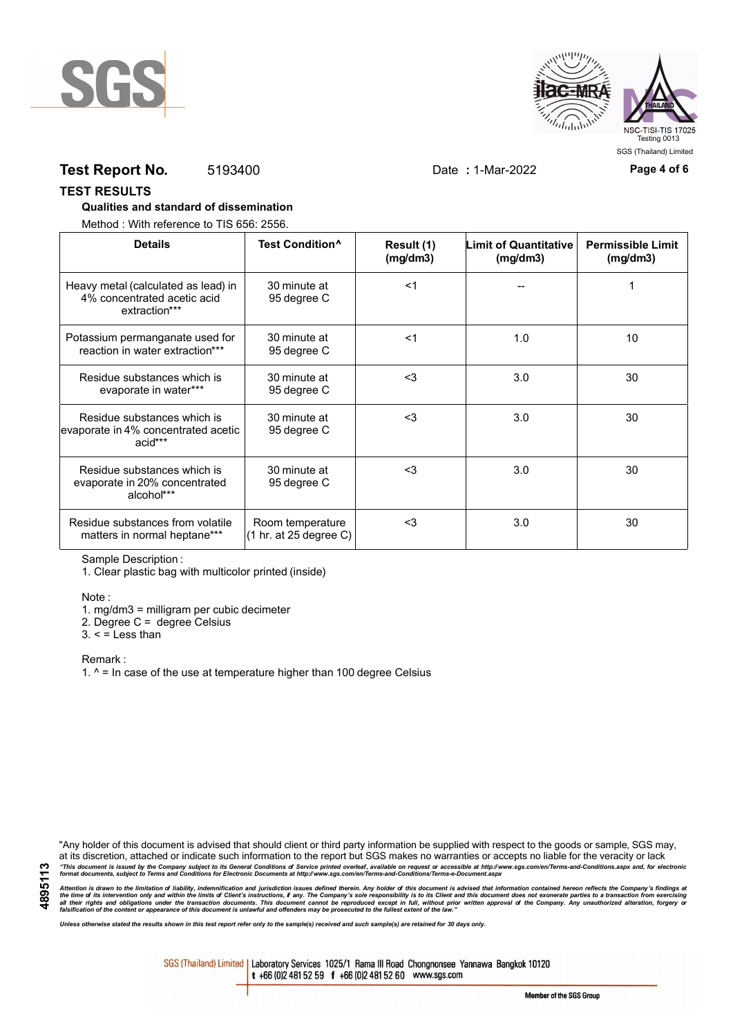**Test Report No.** 5193400 Date : 1-Mar-2022

## TEST RESULTS

**Qualities and standard of dissemination**

Method : With reference to TIS 656: 2556.

| Details | Test Condition^ | Result (1) (mg/dm3) | Limit of Quantitative (mg/dm3) | Permissible Limit (mg/dm3) |
|---|---|---|---|---|
| Heavy metal (calculated as lead) in 4% concentrated acetic acid extraction*** | 30 minute at 95 degree C | <1 | -- | 1 |
| Potassium permanganate used for reaction in water extraction*** | 30 minute at 95 degree C | <1 | 1.0 | 10 |
| Residue substances which is evaporate in water*** | 30 minute at 95 degree C | <3 | 3.0 | 30 |
| Residue substances which is evaporate in 4% concentrated acetic acid*** | 30 minute at 95 degree C | <3 | 3.0 | 30 |
| Residue substances which is evaporate in 20% concentrated alcohol*** | 30 minute at 95 degree C | <3 | 3.0 | 30 |
| Residue substances from volatile matters in normal heptane*** | Room temperature (1 hr. at 25 degree C) | <3 | 3.0 | 30 |

Sample Description :

1. Clear plastic bag with multicolor printed (inside)

Note :

1. mg/dm3 = milligram per cubic decimeter
2. Degree C = degree Celsius
3. < = Less than

Remark :

1. ^ = In case of the use at temperature higher than 100 degree Celsius

"Any holder of this document is advised that should client or third party information be supplied with respect to the goods or sample, SGS may, at its discretion, attached or indicate such information to the report but SGS makes no warranties or accepts no liable for the veracity or lack

*"This document is issued by the Company subject to its General Conditions of Service printed overleaf, available on request or accessible at http://www.sgs.com/en/Terms-and-Conditions.aspx and, for electronic format documents, subject to Terms and Conditions for Electronic Documents at http://www.sgs.com/en/Terms-and-Conditions/Terms-e-Document.aspx*

*Attention is drawn to the limitation of liability, indemnification and jurisdiction issues defined therein. Any holder of this document is advised that information contained hereon reflects the Company's findings at the time of its intervention only and within the limits of Client's instructions, if any. The Company's sole responsibility is to its Client and this document does not exonerate parties to a transaction from exercising all their rights and obligations under the transaction documents. This document cannot be reproduced except in full, without prior written approval of the Company. Any unauthorized alteration, forgery or falsification of the content or appearance of this document is unlawful and offenders may be prosecuted to the fullest extent of the law."*

*Unless otherwise stated the results shown in this test report refer only to the sample(s) received and such sample(s) are retained for 30 days only.*

SGS (Thailand) Limited | Laboratory Services 1025/1 Rama III Road Chongnonsee Yannawa Bangkok 10120 t +66 (0)2 481 52 59 f +66 (0)2 481 52 60 www.sgs.com

Member of the SGS Group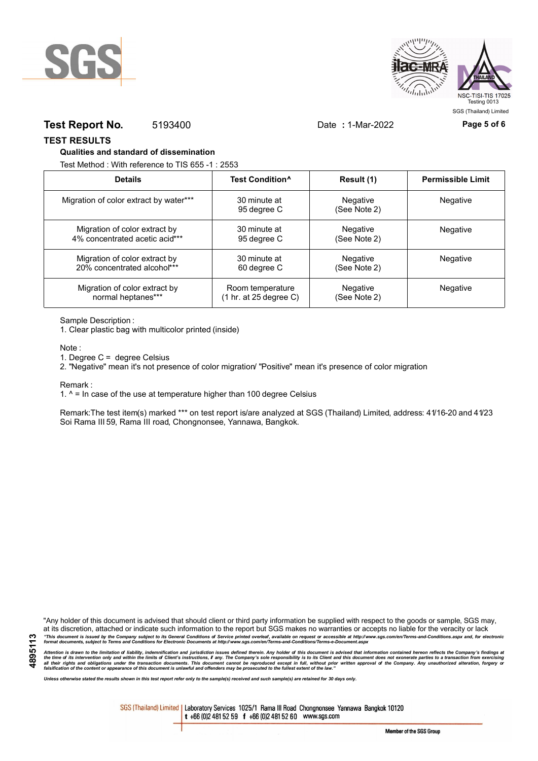**Test Report No.** 5193400 Date **:** 1-Mar-2022

## TEST RESULTS

### Qualities and standard of dissemination

Test Method : With reference to TIS 655 -1 : 2553

| Details | Test Condition^ | Result (1) | Permissible Limit |
|---|---|---|---|
| Migration of color extract by water*** | 30 minute at 95 degree C | Negative (See Note 2) | Negative |
| Migration of color extract by 4% concentrated acetic acid*** | 30 minute at 95 degree C | Negative (See Note 2) | Negative |
| Migration of color extract by 20% concentrated alcohol*** | 30 minute at 60 degree C | Negative (See Note 2) | Negative |
| Migration of color extract by normal heptanes*** | Room temperature (1 hr. at 25 degree C) | Negative (See Note 2) | Negative |

Sample Description :

1. Clear plastic bag with multicolor printed (inside)

Note :

1. Degree C = degree Celsius
2. "Negative" mean it's not presence of color migration/ "Positive" mean it's presence of color migration

Remark :

1. ^ = In case of the use at temperature higher than 100 degree Celsius

Remark:The test item(s) marked *** on test report is/are analyzed at SGS (Thailand) Limited, address: 41/16-20 and 41/23 Soi Rama III 59, Rama III road, Chongnonsee, Yannawa, Bangkok.

"Any holder of this document is advised that should client or third party information be supplied with respect to the goods or sample, SGS may, at its discretion, attached or indicate such information to the report but SGS makes no warranties or accepts no liable for the veracity or lack

*"This document is issued by the Company subject to its General Conditions of Service printed overleaf, available on request or accessible at http://www.sgs.com/en/Terms-and-Conditions.aspx and, for electronic format documents, subject to Terms and Conditions for Electronic Documents at http://www.sgs.com/en/Terms-and-Conditions/Terms-e-Document.aspx*

*Attention is drawn to the limitation of liability, indemnification and jurisdiction issues defined therein. Any holder of this document is advised that information contained hereon reflects the Company's findings at the time of its intervention only and within the limits of Client's instructions, if any. The Company's sole responsibility is to its Client and this document does not exonerate parties to a transaction from exercising all their rights and obligations under the transaction documents. This document cannot be reproduced except in full, without prior written approval of the Company. Any unauthorized alteration, forgery or falsification of the content or appearance of this document is unlawful and offenders may be prosecuted to the fullest extent of the law."*

*Unless otherwise stated the results shown in this test report refer only to the sample(s) received and such sample(s) are retained for 30 days only.*

SGS (Thailand) Limited | Laboratory Services 1025/1 Rama III Road Chongnonsee Yannawa Bangkok 10120 t +66 (0)2 481 52 59 f +66 (0)2 481 52 60 www.sgs.com

Member of the SGS Group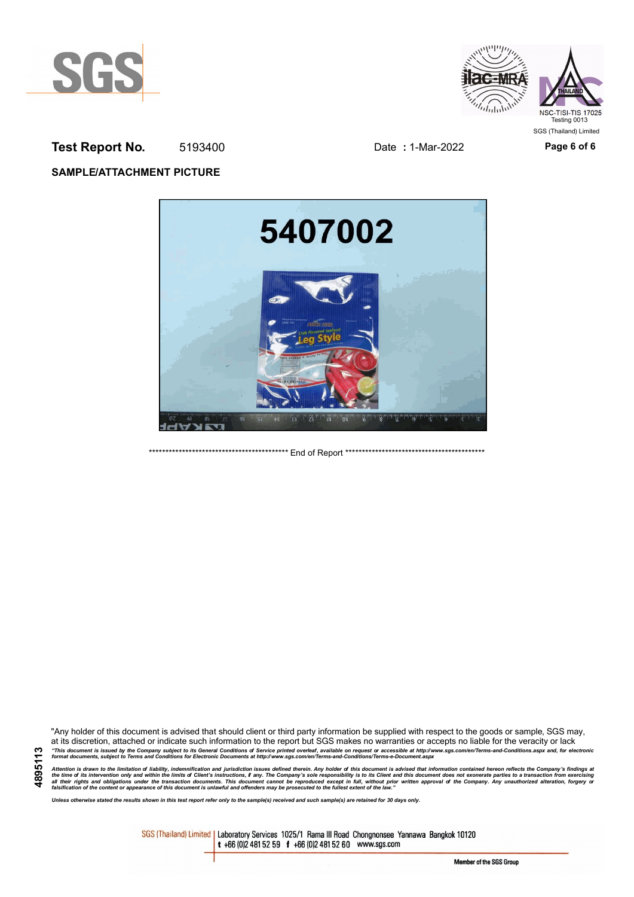**Test Report No.** 5193400 Date : 1-Mar-2022

**SAMPLE/ATTACHMENT PICTURE**

5407002

******************************************** End of Report ********************************************

"Any holder of this document is advised that should client or third party information be supplied with respect to the goods or sample, SGS may, at its discretion, attached or indicate such information to the report but SGS makes no warranties or accepts no liable for the veracity or lack

*"This document is issued by the Company subject to its General Conditions of Service printed overleaf, available on request or accessible at http://www.sgs.com/en/Terms-and-Conditions.aspx and, for electronic format documents, subject to Terms and Conditions for Electronic Documents at http://www.sgs.com/en/Terms-and-Conditions/Terms-e-Document.aspx*

*Attention is drawn to the limitation of liability, indemnification and jurisdiction issues defined therein. Any holder of this document is advised that information contained hereon reflects the Company's findings at the time of its intervention only and within the limits of Client's instructions, if any. The Company's sole responsibility is to its Client and this document does not exonerate parties to a transaction from exercising all their rights and obligations under the transaction documents. This document cannot be reproduced except in full, without prior written approval of the Company. Any unauthorized alteration, forgery or falsification of the content or appearance of this document is unlawful and offenders may be prosecuted to the fullest extent of the law."*

*Unless otherwise stated the results shown in this test report refer only to the sample(s) received and such sample(s) are retained for 30 days only.*

4895113